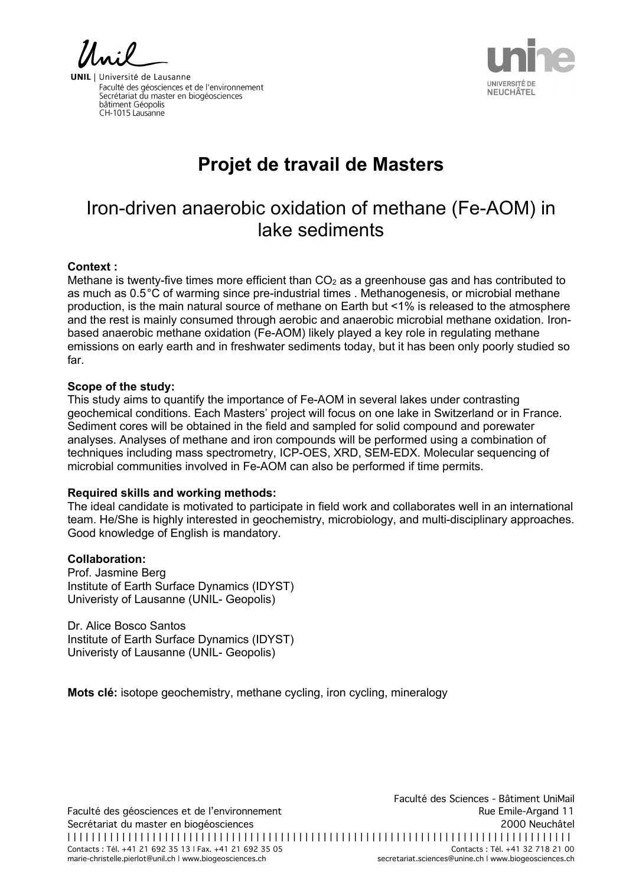UNIL | Université de Lausanne
Faculté des géosciences et de l'environnement
Secrétariat du master en biogéosciences
bâtiment Géopolis
CH-1015 Lausanne

UNIVERSITÉ DE NEUCHÂTEL

# Projet de travail de Masters

## Iron-driven anaerobic oxidation of methane (Fe-AOM) in lake sediments

**Context :**
Methane is twenty-five times more efficient than $CO_2$ as a greenhouse gas and has contributed to as much as 0.5°C of warming since pre-industrial times . Methanogenesis, or microbial methane production, is the main natural source of methane on Earth but <1% is released to the atmosphere and the rest is mainly consumed through aerobic and anaerobic microbial methane oxidation. Iron-based anaerobic methane oxidation (Fe-AOM) likely played a key role in regulating methane emissions on early earth and in freshwater sediments today, but it has been only poorly studied so far.

**Scope of the study:**
This study aims to quantify the importance of Fe-AOM in several lakes under contrasting geochemical conditions. Each Masters' project will focus on one lake in Switzerland or in France. Sediment cores will be obtained in the field and sampled for solid compound and porewater analyses. Analyses of methane and iron compounds will be performed using a combination of techniques including mass spectrometry, ICP-OES, XRD, SEM-EDX. Molecular sequencing of microbial communities involved in Fe-AOM can also be performed if time permits.

**Required skills and working methods:**
The ideal candidate is motivated to participate in field work and collaborates well in an international team. He/She is highly interested in geochemistry, microbiology, and multi-disciplinary approaches. Good knowledge of English is mandatory.

**Collaboration:**
Prof. Jasmine Berg
Institute of Earth Surface Dynamics (IDYST)
Univeristy of Lausanne (UNIL- Geopolis)

Dr. Alice Bosco Santos
Institute of Earth Surface Dynamics (IDYST)
Univeristy of Lausanne (UNIL- Geopolis)

**Mots clé:** isotope geochemistry, methane cycling, iron cycling, mineralogy

Faculté des géosciences et de l'environnement
Secrétariat du master en biogéosciences
Contacts : Tél. +41 21 692 35 13 | Fax. +41 21 692 35 05
marie-christelle.pierlot@unil.ch | www.biogeosciences.ch

Faculté des Sciences - Bâtiment UniMail
Rue Emile-Argand 11
2000 Neuchâtel
Contacts : Tél. +41 32 718 21 00
secretariat.sciences@unine.ch | www.biogeosciences.ch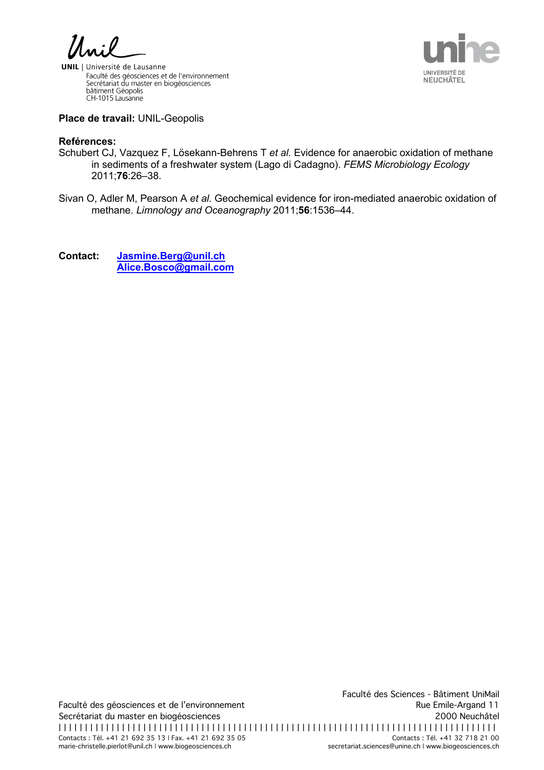**Place de travail:** UNIL-Geopolis

**Reférences:**

Schubert CJ, Vazquez F, Lösekann-Behrens T *et al.* Evidence for anaerobic oxidation of methane in sediments of a freshwater system (Lago di Cadagno). *FEMS Microbiology Ecology* 2011;**76**:26–38.

Sivan O, Adler M, Pearson A *et al.* Geochemical evidence for iron-mediated anaerobic oxidation of methane. *Limnology and Oceanography* 2011;**56**:1536–44.

**Contact:** Jasmine.Berg@unil.ch
Alice.Bosco@gmail.com